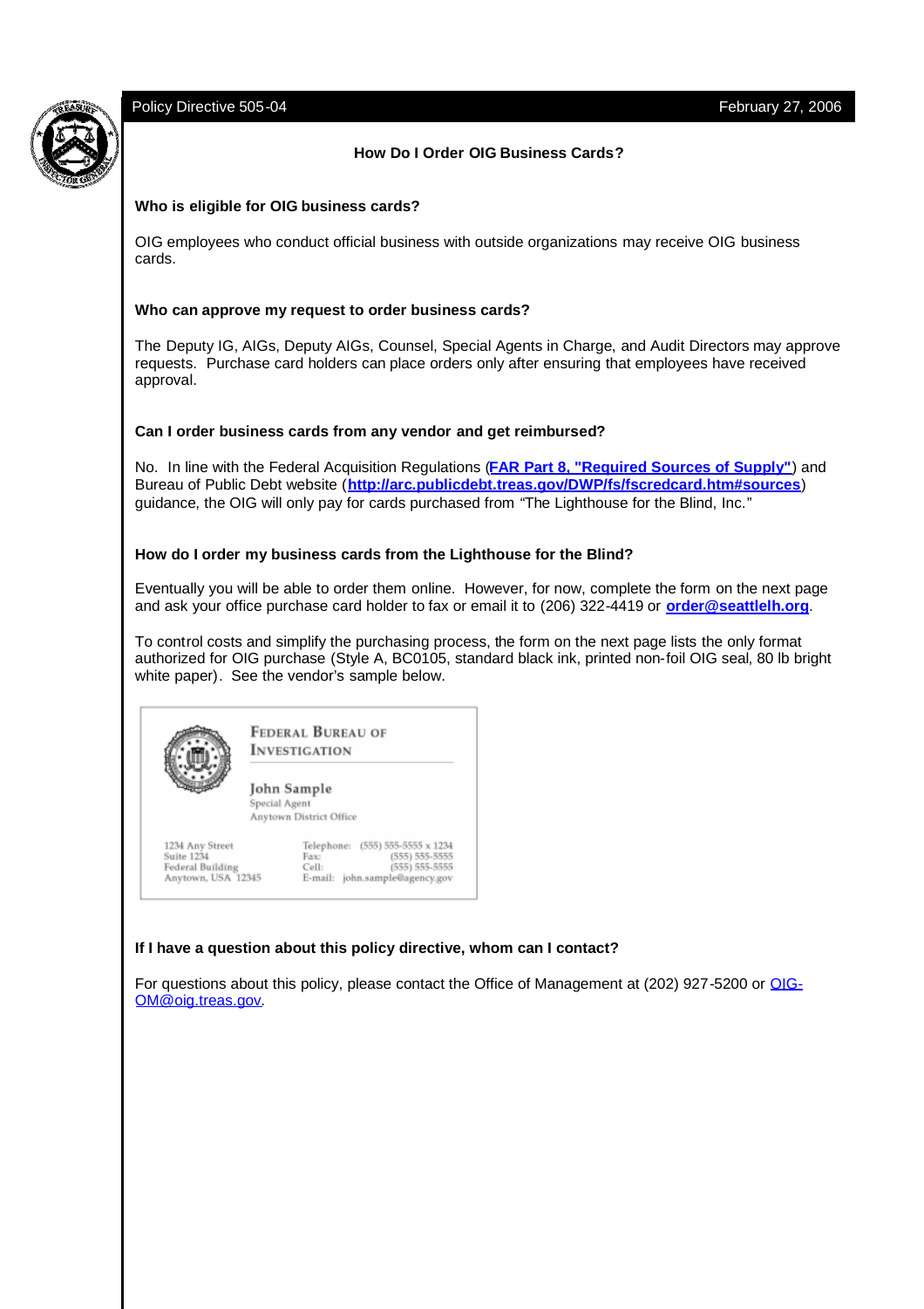Policy Directive 505-04 February 27, 2006

## How Do I Order OIG Business Cards?

### Who is eligible for OIG business cards?

OIG employees who conduct official business with outside organizations may receive OIG business cards.

### Who can approve my request to order business cards?

The Deputy IG, AIGs, Deputy AIGs, Counsel, Special Agents in Charge, and Audit Directors may approve requests. Purchase card holders can place orders only after ensuring that employees have received approval.

### Can I order business cards from any vendor and get reimbursed?

No. In line with the Federal Acquisition Regulations (**FAR Part 8, "Required Sources of Supply"**) and Bureau of Public Debt website (**http://arc.publicdebt.treas.gov/DWP/fs/fscredcard.htm#sources**) guidance, the OIG will only pay for cards purchased from "The Lighthouse for the Blind, Inc."

### How do I order my business cards from the Lighthouse for the Blind?

Eventually you will be able to order them online. However, for now, complete the form on the next page and ask your office purchase card holder to fax or email it to (206) 322-4419 or **order@seattlelh.org**.

To control costs and simplify the purchasing process, the form on the next page lists the only format authorized for OIG purchase (Style A, BC0105, standard black ink, printed non-foil OIG seal, 80 lb bright white paper). See the vendor's sample below.

FEDERAL BUREAU OF INVESTIGATION

John Sample
Special Agent
Anytown District Office

1234 Any Street
Suite 1234
Federal Building
Anytown, USA 12345

Telephone: (555) 555-5555 x 1234
Fax: (555) 555-5555
Cell: (555) 555-5555
E-mail: john.sample@agency.gov

### If I have a question about this policy directive, whom can I contact?

For questions about this policy, please contact the Office of Management at (202) 927-5200 or OIG-OM@oig.treas.gov.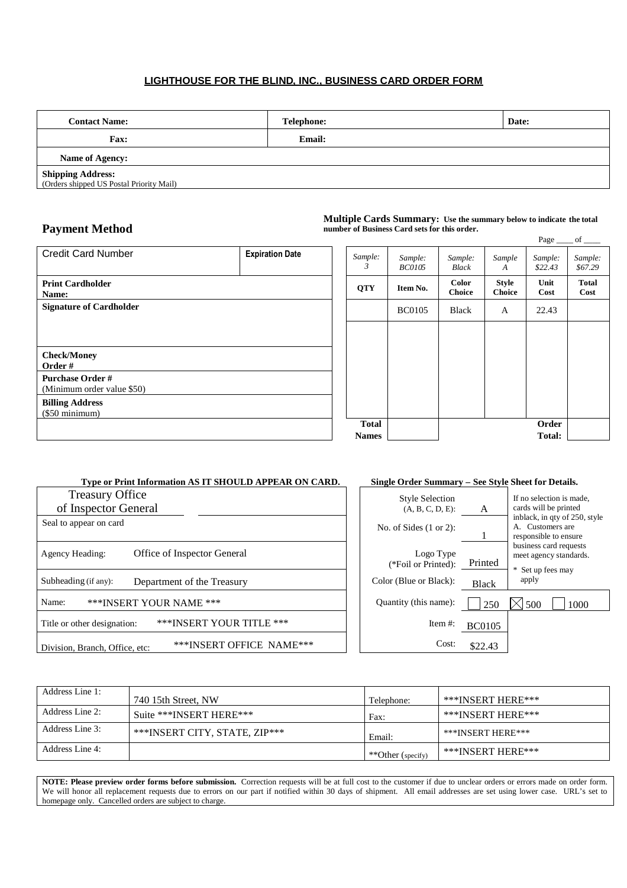## LIGHTHOUSE FOR THE BLIND, INC., BUSINESS CARD ORDER FORM

| | | |
|---|---|---|
| **Contact Name:** | **Telephone:** | **Date:** |
| **Fax:** | **Email:** | |
| **Name of Agency:** | | |
| **Shipping Address:** (Orders shipped US Postal Priority Mail) | | |

### Payment Method

| | |
|---|---|
| Credit Card Number | **Expiration Date** |
| **Print Cardholder Name:** | |
| **Signature of Cardholder** | |
| **Check/Money Order #** | |
| **Purchase Order #** (Minimum order value $50) | |
| **Billing Address** ($50 minimum) | |
| | |

**Multiple Cards Summary:** Use the summary below to indicate the total number of Business Card sets for this order.

Page ____ of ____

| *Sample: 3* | *Sample: BC0105* | *Sample: Black* | *Sample A* | *Sample: $22.43* | *Sample: $67.29* |
|---|---|---|---|---|---|
| **QTY** | **Item No.** | **Color Choice** | **Style Choice** | **Unit Cost** | **Total Cost** |
| | BC0105 | Black | A | 22.43 | |
| | | | | | |
| **Total Names** | | | | **Order Total:** | |

**Type or Print Information AS IT SHOULD APPEAR ON CARD.**

| | |
|---|---|
| Treasury Office of Inspector General | |
| Seal to appear on card | |
| Agency Heading: | Office of Inspector General |
| Subheading (if any): | Department of the Treasury |
| Name: | ***INSERT YOUR NAME *** |
| Title or other designation: | ***INSERT YOUR TITLE *** |
| Division, Branch, Office, etc: | ***INSERT OFFICE NAME*** |

**Single Order Summary – See Style Sheet for Details.**

| | |
|---|---|
| Style Selection (A, B, C, D, E): | A |
| No. of Sides (1 or 2): | 1 |
| Logo Type (*Foil or Printed): | Printed |
| Color (Blue or Black): | Black |
| Quantity (this name): | ☐ 250 ☒ 500 ☐ 1000 |
| Item #: | BC0105 |
| Cost: | $22.43 |

If no selection is made, cards will be printed inblack, in qty of 250, style A. Customers are responsible to ensure business card requests meet agency standards.

\* Set up fees may apply

| | | | |
|---|---|---|---|
| Address Line 1: | 740 15th Street, NW | Telephone: | ***INSERT HERE*** |
| Address Line 2: | Suite ***INSERT HERE*** | Fax: | ***INSERT HERE*** |
| Address Line 3: | ***INSERT CITY, STATE, ZIP*** | Email: | ***INSERT HERE*** |
| Address Line 4: | | **Other (specify) | ***INSERT HERE*** |

**NOTE: Please preview order forms before submission.** Correction requests will be at full cost to the customer if due to unclear orders or errors made on order form. We will honor all replacement requests due to errors on our part if notified within 30 days of shipment. All email addresses are set using lower case. URL's set to homepage only. Cancelled orders are subject to charge.